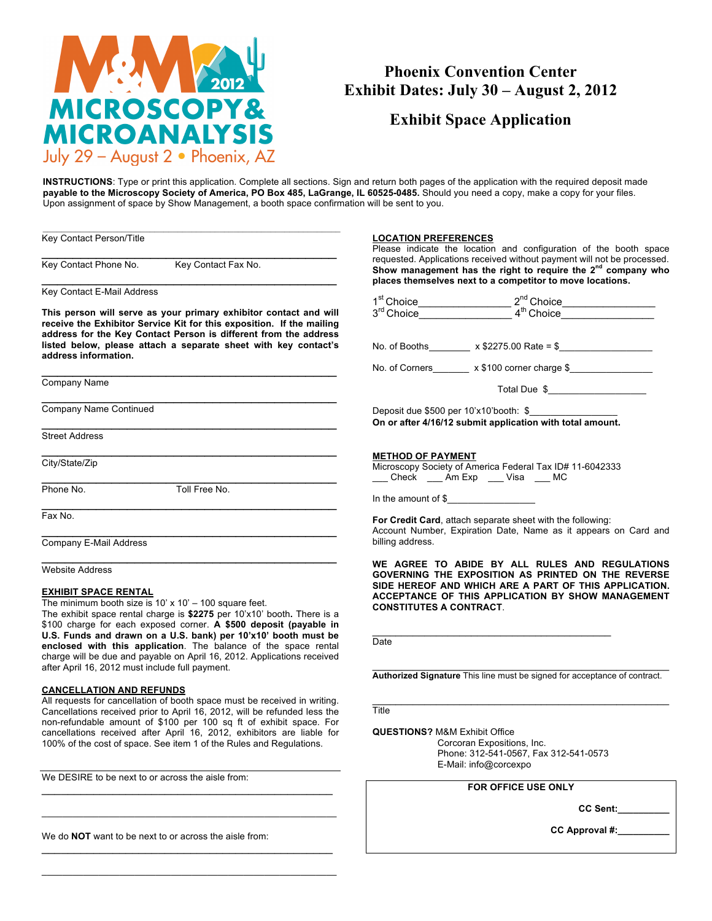# M&M 2012 MICROSCOPY & MICROANALYSIS

July 29 – August 2 • Phoenix, AZ

## Phoenix Convention Center
## Exhibit Dates: July 30 – August 2, 2012

## Exhibit Space Application

**INSTRUCTIONS**: Type or print this application. Complete all sections. Sign and return both pages of the application with the required deposit made **payable to the Microscopy Society of America, PO Box 485, LaGrange, IL 60525-0485.** Should you need a copy, make a copy for your files. Upon assignment of space by Show Management, a booth space confirmation will be sent to you.

Key Contact Person/Title

______________________________________________

Key Contact Phone No. Key Contact Fax No.

______________________________________________

Key Contact E-Mail Address

**This person will serve as your primary exhibitor contact and will receive the Exhibitor Service Kit for this exposition. If the mailing address for the Key Contact Person is different from the address listed below, please attach a separate sheet with key contact's address information.**

______________________________________________

Company Name

______________________________________________

Company Name Continued

______________________________________________

Street Address

______________________________________________

City/State/Zip

______________________________________________

Phone No. Toll Free No.

______________________________________________

Fax No.

______________________________________________

Company E-Mail Address

______________________________________________

Website Address

**EXHIBIT SPACE RENTAL**

The minimum booth size is 10' x 10' – 100 square feet.
The exhibit space rental charge is **$2275** per 10'x10' booth**.** There is a $100 charge for each exposed corner. **A $500 deposit (payable in U.S. Funds and drawn on a U.S. bank) per 10'x10' booth must be enclosed with this application**. The balance of the space rental charge will be due and payable on April 16, 2012. Applications received after April 16, 2012 must include full payment.

**CANCELLATION AND REFUNDS**

All requests for cancellation of booth space must be received in writing. Cancellations received prior to April 16, 2012, will be refunded less the non-refundable amount of $100 per 100 sq ft of exhibit space. For cancellations received after April 16, 2012, exhibitors are liable for 100% of the cost of space. See item 1 of the Rules and Regulations.

We DESIRE to be next to or across the aisle from:

______________________________________________

______________________________________________

We do **NOT** want to be next to or across the aisle from:

______________________________________________

______________________________________________

**LOCATION PREFERENCES**

Please indicate the location and configuration of the booth space requested. Applications received without payment will not be processed. **Show management has the right to require the 2nd company who places themselves next to a competitor to move locations.**

1st Choice________________ 2nd Choice________________
3rd Choice________________ 4th Choice________________

No. of Booths________ x $2275.00 Rate = $__________________

No. of Corners_______ x $100 corner charge $________________

Total Due $___________________

Deposit due $500 per 10'x10'booth: $________________
**On or after 4/16/12 submit application with total amount.**

**METHOD OF PAYMENT**

Microscopy Society of America Federal Tax ID# 11-6042333
___ Check ___ Am Exp ___ Visa ___ MC

In the amount of $________________

**For Credit Card**, attach separate sheet with the following: Account Number, Expiration Date, Name as it appears on Card and billing address.

**WE AGREE TO ABIDE BY ALL RULES AND REGULATIONS GOVERNING THE EXPOSITION AS PRINTED ON THE REVERSE SIDE HEREOF AND WHICH ARE A PART OF THIS APPLICATION. ACCEPTANCE OF THIS APPLICATION BY SHOW MANAGEMENT CONSTITUTES A CONTRACT**.

______________________________________________

Date

______________________________________________

**Authorized Signature** This line must be signed for acceptance of contract.

______________________________________________

Title

**QUESTIONS?** M&M Exhibit Office
Corcoran Expositions, Inc.
Phone: 312-541-0567, Fax 312-541-0573
E-Mail: info@corcexpo

**FOR OFFICE USE ONLY**

**CC Sent:**__________

**CC Approval #:**__________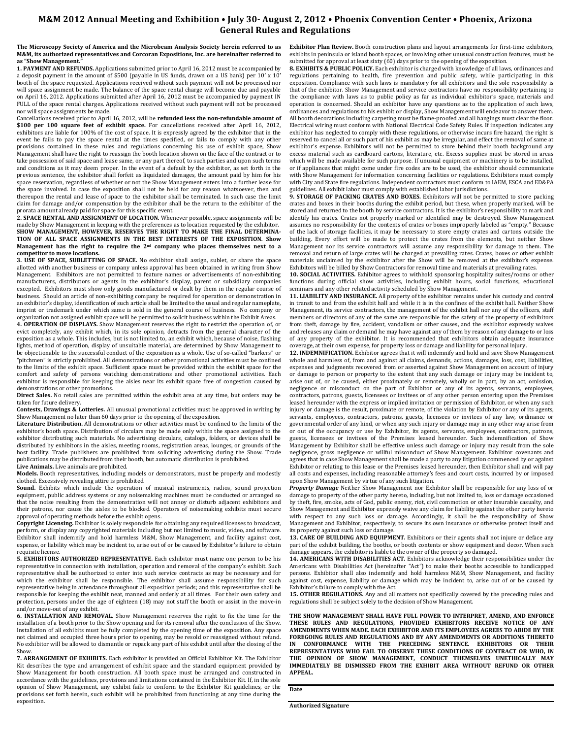# M&M 2012 Annual Meeting and Exhibition • July 30- August 2, 2012 • Phoenix Convention Center • Phoenix, Arizona
## General Rules and Regulations

**The Microscopy Society of America and the Microbeam Analysis Society herein referred to as M&M, its authorized representatives and Corcoran Expositions, Inc. are hereinafter referred to as "Show Management."**

**1. PAYMENT AND REFUNDS.** Applications submitted prior to April 16, 2012 must be accompanied by a deposit payment in the amount of $500 (payable in US funds, drawn on a US bank) per 10' x 10' booth of the space requested. Applications received without such payment will not be processed nor will space assignment be made. The balance of the space rental charge will become due and payable on April 16, 2012. Applications submitted after April 16, 2012 must be accompanied by payment IN FULL of the space rental charges. Applications received without such payment will not be processed nor will space assignments be made.

Cancellations received prior to April 16, 2012, will be **refunded less the non-refundable amount of $100 per 100 square feet of exhibit space.** For cancellations received after April 16, 2012, exhibitors are liable for 100% of the cost of space. It is expressly agreed by the exhibitor that in the event he fails to pay the space rental at the times specified, or fails to comply with any other provisions contained in these rules and regulations concerning his use of exhibit space, Show Management shall have the right to reassign the booth location shown on the face of the contract or to take possession of said space and lease same, or any part thereof, to such parties and upon such terms and conditions as it may deem proper. In the event of a default by the exhibitor, as set forth in the previous sentence, the exhibitor shall forfeit as liquidated damages, the amount paid by him for his space reservation, regardless of whether or not the Show Management enters into a further lease for the space involved. In case the exposition shall not be held for any reason whatsoever, then and thereupon the rental and lease of space to the exhibitor shall be terminated. In such case the limit claim for damage and/or compensation by the exhibitor shall be the return to the exhibitor of the prorata amount already paid for space for this specific event.

**2. SPACE RENTAL AND ASSIGNMENT OF LOCATION.** Whenever possible, space assignments will be made by Show Management in keeping with the preferences as to location requested by the exhibitor. **SHOW MANAGEMENT, HOWEVER, RESERVES THE RIGHT TO MAKE THE FINAL DETERMINATION OF ALL SPACE ASSIGNMENTS IN THE BEST INTERESTS OF THE EXPOSITION. Show Management has the right to require the 2nd company who places themselves next to a competitor to move locations.**

**3. USE OF SPACE, SUBLETTING OF SPACE.** No exhibitor shall assign, sublet, or share the space allotted with another business or company unless approval has been obtained in writing from Show Management. Exhibitors are not permitted to feature names or advertisements of non-exhibiting manufacturers, distributors or agents in the exhibitor's display, parent or subsidiary companies excepted. Exhibitors must show only goods manufactured or dealt by them in the regular course of business. Should an article of non-exhibiting company be required for operation or demonstration in an exhibitor's display, identification of such article shall be limited to the usual and regular nameplate, imprint or trademark under which same is sold in the general course of business. No company or organization not assigned exhibit space will be permitted to solicit business within the Exhibit Areas.

**4. OPERATION OF DISPLAYS.** Show Management reserves the right to restrict the operation of, or evict completely, any exhibit which, in its sole opinion, detracts from the general character of the exposition as a whole. This includes, but is not limited to, an exhibit which, because of noise, flashing lights, method of operation, display of unsuitable material, are determined by Show Management to be objectionable to the successful conduct of the exposition as a whole. Use of so-called "barkers" or "pitchmen" is strictly prohibited. All demonstrations or other promotional activities must be confined to the limits of the exhibit space. Sufficient space must be provided within the exhibit space for the comfort and safety of persons watching demonstrations and other promotional activities. Each exhibitor is responsible for keeping the aisles near its exhibit space free of congestion caused by demonstrations or other promotions.

**Direct Sales.** No retail sales are permitted within the exhibit area at any time, but orders may be taken for future delivery.

**Contests, Drawings & Lotteries.** All unusual promotional activities must be approved in writing by Show Management no later than 60 days prior to the opening of the exposition.

**Literature Distribution.** All demonstrations or other activities must be confined to the limits of the exhibitor's booth space. Distribution of circulars may be made only within the space assigned to the exhibitor distributing such materials. No advertising circulars, catalogs, folders, or devices shall be distributed by exhibitors in the aisles, meeting rooms, registration areas, lounges, or grounds of the host facility. Trade publishers are prohibited from soliciting advertising during the Show. Trade publications may be distributed from their booth, but automatic distribution is prohibited.

**Live Animals.** Live animals are prohibited.

**Models.** Booth representatives, including models or demonstrators, must be properly and modestly clothed. Excessively revealing attire is prohibited.

**Sound.** Exhibits which include the operation of musical instruments, radios, sound projection equipment, public address systems or any noisemaking machines must be conducted or arranged so that the noise resulting from the demonstration will not annoy or disturb adjacent exhibitors and their patrons, nor cause the aisles to be blocked. Operators of noisemaking exhibits must secure approval of operating methods before the exhibit opens.

**Copyright Licensing.** Exhibitor is solely responsible for obtaining any required licenses to broadcast, perform, or display any copyrighted materials including but not limited to music, video, and software. Exhibitor shall indemnify and hold harmless M&M, Show Management, and facility against cost, expense, or liability which may be incident to, arise out of or be caused by Exhibitor's failure to obtain requisite license.

**5. EXHIBITORS AUTHORIZED REPRESENTATIVE.** Each exhibitor must name one person to be his representative in connection with installation, operation and removal of the company's exhibit. Such representative shall be authorized to enter into such service contracts as may be necessary and for which the exhibitor shall be responsible. The exhibitor shall assume responsibility for such representative being in attendance throughout all exposition periods; and this representative shall be responsible for keeping the exhibit neat, manned and orderly at all times. For their own safety and protection, persons under the age of eighteen (18) may not staff the booth or assist in the move-in and/or move-out of any exhibit.

**6. INSTALLATION AND REMOVAL.** Show Management reserves the right to fix the time for the installation of a booth prior to the Show opening and for its removal after the conclusion of the Show. Installation of all exhibits must be fully completed by the opening time of the exposition. Any space not claimed and occupied three hours prior to opening, may be resold or reassigned without refund. No exhibitor will be allowed to dismantle or repack any part of his exhibit until after the closing of the Show.

**7. ARRANGEMENT OF EXHIBITS.** Each exhibitor is provided an Official Exhibitor Kit. The Exhibitor Kit describes the type and arrangement of exhibit space and the standard equipment provided by Show Management for booth construction. All booth space must be arranged and constructed in accordance with the guidelines, provisions and limitations contained in the Exhibitor Kit. If, in the sole opinion of Show Management, any exhibit fails to conform to the Exhibitor Kit guidelines, or the provisions set forth herein, such exhibit will be prohibited from functioning at any time during the exposition.

**Exhibitor Plan Review.** Booth construction plans and layout arrangements for first-time exhibitors, exhibits in peninsula or island booth spaces, or involving other unusual construction features, must be submitted for approval at least sixty (60) days prior to the opening of the exposition.

**8. EXHIBITS & PUBLIC POLICY.** Each exhibitor is charged with knowledge of all laws, ordinances and regulations pertaining to health, fire prevention and public safety, while participating in this exposition. Compliance with such laws is mandatory for all exhibitors and the sole responsibility is that of the exhibitor. Show Management and service contractors have no responsibility pertaining to the compliance with laws as to public policy as far as individual exhibitor's space, materials and operation is concerned. Should an exhibitor have any questions as to the application of such laws, ordinances and regulations to his exhibit or display, Show Management will endeavor to answer them. All booth decorations including carpeting must be flame-proofed and all hangings must clear the floor. Electrical wiring must conform with National Electrical Code Safety Rules. If inspection indicates any exhibitor has neglected to comply with these regulations, or otherwise incurs fire hazard, the right is reserved to cancel all or such part of his exhibit as may be irregular, and effect the removal of same at exhibitor's expense. Exhibitors will not be permitted to store behind their booth background any excess material such as cardboard cartons, literature, etc. Excess supplies must be stored in areas which will be made available for such purpose. If unusual equipment or machinery is to be installed, or if appliances that might come under fire codes are to be used, the exhibitor should communicate with Show Management for information concerning facilities or regulations. Exhibitors must comply with City and State fire regulations. Independent contractors must conform to IAEM, ESCA and ED&PA guidelines. All exhibit labor must comply with established labor jurisdictions.

**9. STORAGE OF PACKING CRATES AND BOXES.** Exhibitors will not be permitted to store packing crates and boxes in their booths during the exhibit period, but these, when properly marked, will be stored and returned to the booth by service contractors. It is the exhibitor's responsibility to mark and identify his crates. Crates not properly marked or identified may be destroyed. Show Management assumes no responsibility for the contents of crates or boxes improperly labeled as "empty." Because of the lack of storage facilities, it may be necessary to store empty crates and cartons outside the building. Every effort will be made to protect the crates from the elements, but neither Show Management nor its service contractors will assume any responsibility for damage to them. The removal and return of large crates will be charged at prevailing rates. Crates, boxes or other exhibit materials unclaimed by the exhibitor after the Show will be removed at the exhibitor's expense. Exhibitors will be billed by Show Contractors for removal time and materials at prevailing rates.

**10. SOCIAL ACTIVITIES.** Exhibitor agrees to withhold sponsoring hospitality suites/rooms or other functions during official show activities, including exhibit hours, social functions, educational seminars and any other related activity scheduled by Show Management.

**11. LIABILITY AND INSURANCE.** All property of the exhibitor remains under his custody and control in transit to and from the exhibit hall and while it is in the confines of the exhibit hall. Neither Show Management, its service contractors, the management of the exhibit hall nor any of the officers, staff members or directors of any of the same are responsible for the safety of the property of exhibitors from theft, damage by fire, accident, vandalism or other causes, and the exhibitor expressly waives and releases any claim or demand he may have against any of them by reason of any damage to or loss of any property of the exhibitor. It is recommended that exhibitors obtain adequate insurance coverage, at their own expense, for property loss or damage and liability for personal injury.

**12. INDEMNIFICATION.** Exhibitor agrees that it will indemnify and hold and save Show Management whole and harmless of, from and against all claims, demands, actions, damages, loss, cost, liabilities, expenses and judgments recovered from or asserted against Show Management on account of injury or damage to person or property to the extent that any such damage or injury may be incident to, arise out of, or be caused, either proximately or remotely, wholly or in part, by an act, omission, negligence or misconduct on the part of Exhibitor or any of its agents, servants, employees, contractors, patrons, guests, licensees or invitees or of any other person entering upon the Premises leased hereunder with the express or implied invitation or permission of Exhibitor, or when any such injury or damage is the result, proximate or remote, of the violation by Exhibitor or any of its agents, servants, employees, contractors, patrons, guests, licensees or invitees of any law, ordinance or governmental order of any kind, or when any such injury or damage may in any other way arise from or out of the occupancy or use by Exhibitor, its agents, servants, employees, contractors, patrons, guests, licensees or invitees of the Premises leased hereunder. Such indemnification of Show Management by Exhibitor shall be effective unless such damage or injury may result from the sole negligence, gross negligence or willful misconduct of Show Management. Exhibitor covenants and agrees that in case Show Management shall be made a party to any litigation commenced by or against Exhibitor or relating to this lease or the Premises leased hereunder, then Exhibitor shall and will pay all costs and expenses, including reasonable attorney's fees and court costs, incurred by or imposed upon Show Management by virtue of any such litigation.

***Property Damage*** Neither Show Management nor Exhibitor shall be responsible for any loss of or damage to property of the other party hereto, including, but not limited to, loss or damage occasioned by theft, fire, smoke, acts of God, public enemy, riot, civil commotion or other insurable casualty, and Show Management and Exhibitor expressly waive any claim for liability against the other party hereto with respect to any such loss or damage. Accordingly, it shall be the responsibility of Show Management and Exhibitor, respectively, to secure its own insurance or otherwise protect itself and its property against such loss or damage.

**13. CARE OF BUILDING AND EQUIPMENT.** Exhibitors or their agents shall not injure or deface any part of the exhibit building, the booths, or booth contents or show equipment and decor. When such damage appears, the exhibitor is liable to the owner of the property so damaged.

**14. AMERICANS WITH DISABILITIES ACT.** Exhibitors acknowledge their responsibilities under the Americans with Disabilities Act (hereinafter "Act") to make their booths accessible to handicapped persons. Exhibitor shall also indemnify and hold harmless M&M, Show Management, and facility against cost, expense, liability or damage which may be incident to, arise out of or be caused by Exhibitor's failure to comply with the Act.

**15. OTHER REGULATIONS.** Any and all matters not specifically covered by the preceding rules and regulations shall be subject solely to the decision of Show Management.

**THE SHOW MANAGEMENT SHALL HAVE FULL POWER TO INTERPRET, AMEND, AND ENFORCE THESE RULES AND REGULATIONS, PROVIDED EXHIBITORS RECEIVE NOTICE OF ANY AMENDMENTS WHEN MADE. EACH EXHIBITOR AND ITS EMPLOYEES AGREES TO ABIDE BY THE FOREGOING RULES AND REGULATIONS AND BY ANY AMENDMENTS OR ADDITIONS THERETO IN CONFORMANCE WITH THE PRECEDING SENTENCE. EXHIBITORS OR THEIR REPRESENTATIVES WHO FAIL TO OBSERVE THESE CONDITIONS OF CONTRACT OR WHO, IN THE OPINION OF SHOW MANAGEMENT, CONDUCT THEMSELVES UNETHICALLY MAY IMMEDIATELY BE DISMISSED FROM THE EXHIBIT AREA WITHOUT REFUND OR OTHER APPEAL.**

**Date**

**Authorized Signature**